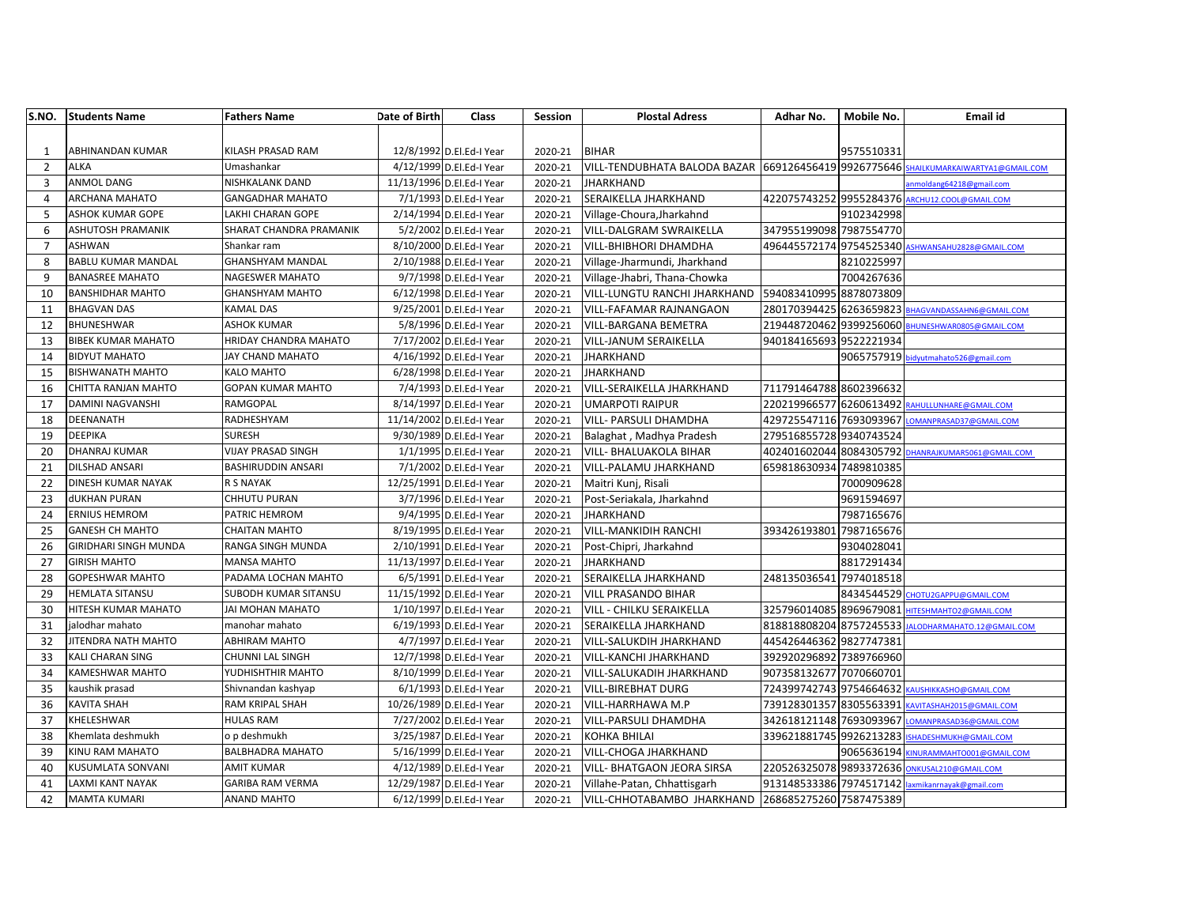| S.NO. | Students Name | Fathers Name | Date of Birth | Class | Session | Plostal Adress | Adhar No. | Mobile No. | Email id |
|---|---|---|---|---|---|---|---|---|---|
| 1 | ABHINANDAN KUMAR | KILASH PRASAD RAM | 12/8/1992 | D.El.Ed-I Year | 2020-21 | BIHAR | | 9575510331 | |
| 2 | ALKA | Umashankar | 4/12/1999 | D.El.Ed-I Year | 2020-21 | VILL-TENDUBHATA BALODA BAZAR | 669126456419 | 9926775646 | SHAILKUMARKAIWARTYA1@GMAIL.COM |
| 3 | ANMOL DANG | NISHKALANK DAND | 11/13/1996 | D.El.Ed-I Year | 2020-21 | JHARKHAND | | | anmoldang64218@gmail.com |
| 4 | ARCHANA MAHATO | GANGADHAR MAHATO | 7/1/1993 | D.El.Ed-I Year | 2020-21 | SERAIKELLA JHARKHAND | 422075743252 | 9955284376 | ARCHU12.COOL@GMAIL.COM |
| 5 | ASHOK KUMAR GOPE | LAKHI CHARAN GOPE | 2/14/1994 | D.El.Ed-I Year | 2020-21 | Village-Choura,Jharkahnd | | 9102342998 | |
| 6 | ASHUTOSH PRAMANIK | SHARAT CHANDRA PRAMANIK | 5/2/2002 | D.El.Ed-I Year | 2020-21 | VILL-DALGRAM SWRAIKELLA | 347955199098 | 7987554770 | |
| 7 | ASHWAN | Shankar ram | 8/10/2000 | D.El.Ed-I Year | 2020-21 | VILL-BHIBHORI DHAMDHA | 496445572174 | 9754525340 | ASHWANSAHU2828@GMAIL.COM |
| 8 | BABLU KUMAR MANDAL | GHANSHYAM MANDAL | 2/10/1988 | D.El.Ed-I Year | 2020-21 | Village-Jharmundi, Jharkhand | | 8210225997 | |
| 9 | BANASREE MAHATO | NAGESWER MAHATO | 9/7/1998 | D.El.Ed-I Year | 2020-21 | Village-Jhabri, Thana-Chowka | | 7004267636 | |
| 10 | BANSHIDHAR MAHTO | GHANSHYAM MAHTO | 6/12/1998 | D.El.Ed-I Year | 2020-21 | VILL-LUNGTU RANCHI JHARKHAND | 594083410995 | 8878073809 | |
| 11 | BHAGVAN DAS | KAMAL DAS | 9/25/2001 | D.El.Ed-I Year | 2020-21 | VILL-FAFAMAR RAJNANGAON | 280170394425 | 6263659823 | BHAGVANDASSAHN6@GMAIL.COM |
| 12 | BHUNESHWAR | ASHOK KUMAR | 5/8/1996 | D.El.Ed-I Year | 2020-21 | VILL-BARGANA BEMETRA | 219448720462 | 9399256060 | BHUNESHWAR0805@GMAIL.COM |
| 13 | BIBEK KUMAR MAHATO | HRIDAY CHANDRA MAHATO | 7/17/2002 | D.El.Ed-I Year | 2020-21 | VILL-JANUM SERAIKELLA | 940184165693 | 9522221934 | |
| 14 | BIDYUT MAHATO | JAY CHAND MAHATO | 4/16/1992 | D.El.Ed-I Year | 2020-21 | JHARKHAND | | 9065757919 | bidyutmahato526@gmail.com |
| 15 | BISHWANATH MAHTO | KALO MAHTO | 6/28/1998 | D.El.Ed-I Year | 2020-21 | JHARKHAND | | | |
| 16 | CHITTA RANJAN MAHTO | GOPAN KUMAR MAHTO | 7/4/1993 | D.El.Ed-I Year | 2020-21 | VILL-SERAIKELLA JHARKHAND | 711791464788 | 8602396632 | |
| 17 | DAMINI NAGVANSHI | RAMGOPAL | 8/14/1997 | D.El.Ed-I Year | 2020-21 | UMARPOTI RAIPUR | 220219966577 | 6260613492 | RAHULLUNHARE@GMAIL.COM |
| 18 | DEENANATH | RADHESHYAM | 11/14/2002 | D.El.Ed-I Year | 2020-21 | VILL- PARSULI DHAMDHA | 429725547116 | 7693093967 | LOMANPRASAD37@GMAIL.COM |
| 19 | DEEPIKA | SURESH | 9/30/1989 | D.El.Ed-I Year | 2020-21 | Balaghat , Madhya Pradesh | 279516855728 | 9340743524 | |
| 20 | DHANRAJ KUMAR | VIJAY PRASAD SINGH | 1/1/1995 | D.El.Ed-I Year | 2020-21 | VILL- BHALUAKOLA BIHAR | 402401602044 | 8084305792 | DHANRAJKUMAR5061@GMAIL.COM |
| 21 | DILSHAD ANSARI | BASHIRUDDIN ANSARI | 7/1/2002 | D.El.Ed-I Year | 2020-21 | VILL-PALAMU JHARKHAND | 659818630934 | 7489810385 | |
| 22 | DINESH KUMAR NAYAK | R S NAYAK | 12/25/1991 | D.El.Ed-I Year | 2020-21 | Maitri Kunj, Risali | | 7000909628 | |
| 23 | dUKHAN PURAN | CHHUTU PURAN | 3/7/1996 | D.El.Ed-I Year | 2020-21 | Post-Seriakala, Jharkahnd | | 9691594697 | |
| 24 | ERNIUS HEMROM | PATRIC HEMROM | 9/4/1995 | D.El.Ed-I Year | 2020-21 | JHARKHAND | | 7987165676 | |
| 25 | GANESH CH MAHTO | CHAITAN MAHTO | 8/19/1995 | D.El.Ed-I Year | 2020-21 | VILL-MANKIDIH RANCHI | 393426193801 | 7987165676 | |
| 26 | GIRIDHARI SINGH MUNDA | RANGA SINGH MUNDA | 2/10/1991 | D.El.Ed-I Year | 2020-21 | Post-Chipri, Jharkahnd | | 9304028041 | |
| 27 | GIRISH MAHTO | MANSA MAHTO | 11/13/1997 | D.El.Ed-I Year | 2020-21 | JHARKHAND | | 8817291434 | |
| 28 | GOPESHWAR MAHTO | PADAMA LOCHAN MAHTO | 6/5/1991 | D.El.Ed-I Year | 2020-21 | SERAIKELLA JHARKHAND | 248135036541 | 7974018518 | |
| 29 | HEMLATA SITANSU | SUBODH KUMAR SITANSU | 11/15/1992 | D.El.Ed-I Year | 2020-21 | VILL PRASANDO BIHAR | | 8434544529 | CHOTU2GAPPU@GMAIL.COM |
| 30 | HITESH KUMAR MAHATO | JAI MOHAN MAHATO | 1/10/1997 | D.El.Ed-I Year | 2020-21 | VILL - CHILKU SERAIKELLA | 325796014085 | 8969679081 | HITESHMAHTO2@GMAIL.COM |
| 31 | jalodhar mahato | manohar mahato | 6/19/1993 | D.El.Ed-I Year | 2020-21 | SERAIKELLA JHARKHAND | 818818808204 | 8757245533 | JALODHARMAHATO.12@GMAIL.COM |
| 32 | JITENDRA NATH MAHTO | ABHIRAM MAHTO | 4/7/1997 | D.El.Ed-I Year | 2020-21 | VILL-SALUKDIH JHARKHAND | 445426446362 | 9827747381 | |
| 33 | KALI CHARAN SING | CHUNNI LAL SINGH | 12/7/1998 | D.El.Ed-I Year | 2020-21 | VILL-KANCHI JHARKHAND | 392920296892 | 7389766960 | |
| 34 | KAMESHWAR MAHTO | YUDHISHTHIR MAHTO | 8/10/1999 | D.El.Ed-I Year | 2020-21 | VILL-SALUKADIH JHARKHAND | 907358132677 | 7070660701 | |
| 35 | kaushik prasad | Shivnandan kashyap | 6/1/1993 | D.El.Ed-I Year | 2020-21 | VILL-BIREBHAT DURG | 724399742743 | 9754664632 | KAUSHIKKASHO@GMAIL.COM |
| 36 | KAVITA SHAH | RAM KRIPAL SHAH | 10/26/1989 | D.El.Ed-I Year | 2020-21 | VILL-HARRHAWA M.P | 739128301357 | 8305563391 | KAVITASHAH2015@GMAIL.COM |
| 37 | KHELESHWAR | HULAS RAM | 7/27/2002 | D.El.Ed-I Year | 2020-21 | VILL-PARSULI DHAMDHA | 342618121148 | 7693093967 | LOMANPRASAD36@GMAIL.COM |
| 38 | Khemlata deshmukh | o p deshmukh | 3/25/1987 | D.El.Ed-I Year | 2020-21 | KOHKA BHILAI | 339621881745 | 9926213283 | ISHADESHMUKH@GMAIL.COM |
| 39 | KINU RAM MAHATO | BALBHADRA MAHATO | 5/16/1999 | D.El.Ed-I Year | 2020-21 | VILL-CHOGA JHARKHAND | | 9065636194 | KINURAMMAHTO001@GMAIL.COM |
| 40 | KUSUMLATA SONVANI | AMIT KUMAR | 4/12/1989 | D.El.Ed-I Year | 2020-21 | VILL- BHATGAON JEORA SIRSA | 220526325078 | 9893372636 | ONKUSAL210@GMAIL.COM |
| 41 | LAXMI KANT NAYAK | GARIBA RAM VERMA | 12/29/1987 | D.El.Ed-I Year | 2020-21 | Villahe-Patan, Chhattisgarh | 913148533386 | 7974517142 | laxmikanrnayak@gmail.com |
| 42 | MAMTA KUMARI | ANAND MAHTO | 6/12/1999 | D.El.Ed-I Year | 2020-21 | VILL-CHHOTABAMBO JHARKHAND | 268685275260 | 7587475389 | |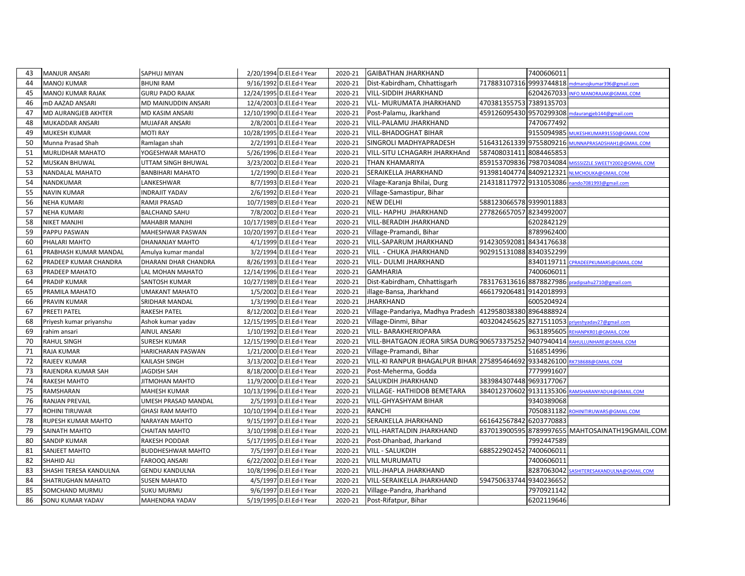| 43 | MANJUR ANSARI | SAPHUJ MIYAN | 2/20/1994 | D.El.Ed-I Year | 2020-21 | GAIBATHAN JHARKHAND | | 7400606011 | |
|---|---|---|---|---|---|---|---|---|---|
| 44 | MANOJ KUMAR | BHUNI RAM | 9/16/1992 | D.El.Ed-I Year | 2020-21 | Dist-Kabirdham, Chhattisgarh | 717883107316 | 9993744818 | mdmanojkumar396@gmail.com |
| 45 | MANOJ KUMAR RAJAK | GURU PADO RAJAK | 12/24/1995 | D.El.Ed-I Year | 2020-21 | VILL-SIDDIH JHARKHAND | | 6204267033 | INFO.MANORAJAK@GMAIL.COM |
| 46 | mD AAZAD ANSARI | MD MAINUDDIN ANSARI | 12/4/2003 | D.El.Ed-I Year | 2020-21 | VLL- MURUMATA JHARKHAND | 470381355753 | 7389135703 | |
| 47 | MD AURANGJEB AKHTER | MD KASIM ANSARI | 12/10/1990 | D.El.Ed-I Year | 2020-21 | Post-Palamu, Jkarkhand | 459126095430 | 9570299308 | mdaurangjeb144@gmail.com |
| 48 | MUKADDAR ANSARI | MUJAFAR ANSARI | 2/8/2001 | D.El.Ed-I Year | 2020-21 | VILL-PALAMU JHARKHAND | | 7470677492 | |
| 49 | MUKESH KUMAR | MOTI RAY | 10/28/1995 | D.El.Ed-I Year | 2020-21 | VILL-BHADOGHAT BIHAR | | 9155094985 | MUKESHKUMAR91550@GMAIL.COM |
| 50 | Munna Prasad Shah | Ramlagan shah | 2/2/1991 | D.El.Ed-I Year | 2020-21 | SINGROLI MADHYAPRADESH | 516431261339 | 9755809216 | MUNNAPRASADSHAH1@GMAIL.COM |
| 51 | MURLIDHAR MAHATO | YOGESHWAR MAHATO | 5/26/1996 | D.El.Ed-I Year | 2020-21 | VILL-SITU LCHAGARH JHARKHAnd | 587408031411 | 8084465853 | |
| 52 | MUSKAN BHUWAL | UTTAM SINGH BHUWAL | 3/23/2002 | D.El.Ed-I Year | 2020-21 | THAN KHAMARIYA | 859153709836 | 7987034084 | MISSSIZZLE.SWEETY2002@GMAIL.COM |
| 53 | NANDALAL MAHATO | BANBIHARI MAHATO | 1/2/1990 | D.El.Ed-I Year | 2020-21 | SERAIKELLA JHARKHAND | 913981404774 | 8409212321 | NLMCHOUKA@GMAIL.COM |
| 54 | NANDKUMAR | LANKESHWAR | 8/7/1993 | D.El.Ed-I Year | 2020-21 | Vilage-Karanja Bhilai, Durg | 214318117972 | 9131053086 | nando7081993@gmail.com |
| 55 | NAVIN KUMAR | INDRAJIT YADAV | 2/6/1992 | D.El.Ed-I Year | 2020-21 | Village-Samastipur, Bihar | | | |
| 56 | NEHA KUMARI | RAMJI PRASAD | 10/7/1989 | D.El.Ed-I Year | 2020-21 | NEW DELHI | 588123066578 | 9399011883 | |
| 57 | NEHA KUMARI | BALCHAND SAHU | 7/8/2002 | D.El.Ed-I Year | 2020-21 | VILL- HAPHU JHARKHAND | 277826657057 | 8234992007 | |
| 58 | NIKET MANJHI | MAHABIR MANJHI | 10/17/1989 | D.El.Ed-I Year | 2020-21 | VILL-BERADIH JHARKHAND | | 6202842129 | |
| 59 | PAPPU PASWAN | MAHESHWAR PASWAN | 10/20/1997 | D.El.Ed-I Year | 2020-21 | Village-Pramandi, Bihar | | 8789962400 | |
| 60 | PHALARI MAHTO | DHANANJAY MAHTO | 4/1/1999 | D.El.Ed-I Year | 2020-21 | VILL-SAPARUM JHARKHAND | 914230592081 | 8434176638 | |
| 61 | PRABHASH KUMAR MANDAL | Amulya kumar mandal | 3/2/1994 | D.El.Ed-I Year | 2020-21 | VILL - CHUKA JHARKHAND | 902915131088 | 8340352299 | |
| 62 | PRADEEP KUMAR CHANDRA | DHARANI DHAR CHANDRA | 8/26/1993 | D.El.Ed-I Year | 2020-21 | VILL- DULMI JHARKHAND | | 8340119711 | CPRADEEPKUMAR5@GMAIL.COM |
| 63 | PRADEEP MAHATO | LAL MOHAN MAHATO | 12/14/1996 | D.El.Ed-I Year | 2020-21 | GAMHARIA | | 7400606011 | |
| 64 | PRADIP KUMAR | SANTOSH KUMAR | 10/27/1989 | D.El.Ed-I Year | 2020-21 | Dist-Kabirdham, Chhattisgarh | 783176313616 | 8878827986 | pradipsahu2710@gmail.com |
| 65 | PRAMILA MAHATO | UMAKANT MAHATO | 1/5/2002 | D.El.Ed-I Year | 2020-21 | illage-Bansa, Jharkhand | 466179206481 | 9142018993 | |
| 66 | PRAVIN KUMAR | SRIDHAR MANDAL | 1/3/1990 | D.El.Ed-I Year | 2020-21 | JHARKHAND | | 6005204924 | |
| 67 | PREETI PATEL | RAKESH PATEL | 8/12/2002 | D.El.Ed-I Year | 2020-21 | Village-Pandariya, Madhya Pradesh | 412958038380 | 8964888924 | |
| 68 | Priyesh kumar priyanshu | Ashok kumar yadav | 12/15/1995 | D.El.Ed-I Year | 2020-21 | Village-Dinmi, Bihar | 403204245625 | 8271511053 | priyeshyadav27@gmail.com |
| 69 | rahim ansari | AINUL ANSARI | 1/10/1992 | D.El.Ed-I Year | 2020-21 | VILL- BARAKHERIOPARA | | 9631895605 | REHANPKR01@GMAIL.COM |
| 70 | RAHUL SINGH | SURESH KUMAR | 12/15/1990 | D.El.Ed-I Year | 2020-21 | VILL-BHATGAON JEORA SIRSA DURG | 906573375252 | 9407940414 | RAHULLUNHARE@GMAIL.COM |
| 71 | RAJA KUMAR | HARICHARAN PASWAN | 1/21/2000 | D.El.Ed-I Year | 2020-21 | Village-Pramandi, Bihar | | 5168514996 | |
| 72 | RAJEEV KUMAR | KAILASH SINGH | 3/13/2002 | D.El.Ed-I Year | 2020-21 | VILL-KI RANPUR BHAGALPUR BIHAR | 275895464692 | 9334826100 | RK738688@GMAIL.COM |
| 73 | RAJENDRA KUMAR SAH | JAGDISH SAH | 8/18/2000 | D.El.Ed-I Year | 2020-21 | Post-Meherma, Godda | | 7779991607 | |
| 74 | RAKESH MAHTO | JITMOHAN MAHTO | 11/9/2000 | D.El.Ed-I Year | 2020-21 | SALUKDIH JHARKHAND | 383984307448 | 9693177067 | |
| 75 | RAMSHARAN | MAHESH KUMAR | 10/13/1996 | D.El.Ed-I Year | 2020-21 | VILLAGE- HATHIDOB BEMETARA | 384012370602 | 9131135306 | RAMSHARANYADU4@GMAIL.COM |
| 76 | RANJAN PREVAIL | UMESH PRASAD MANDAL | 2/5/1993 | D.El.Ed-I Year | 2020-21 | VILL-GHYASHYAM BIHAR | | 9340389068 | |
| 77 | ROHINI TIRUWAR | GHASI RAM MAHTO | 10/10/1994 | D.El.Ed-I Year | 2020-21 | RANCHI | | 7050831182 | ROHINITIRUWAR5@GMAIL.COM |
| 78 | RUPESH KUMAR MAHTO | NARAYAN MAHTO | 9/15/1997 | D.El.Ed-I Year | 2020-21 | SERAIKELLA JHARKHAND | 661642567842 | 6203770883 | |
| 79 | SAINATH MAHTO | CHAITAN MAHTO | 3/10/1998 | D.El.Ed-I Year | 2020-21 | VILL-HARTALDIN JHARKHAND | 837013900595 | 8789997655 | MAHTOSAINATH19GMAIL.COM |
| 80 | SANDIP KUMAR | RAKESH PODDAR | 5/17/1995 | D.El.Ed-I Year | 2020-21 | Post-Dhanbad, Jharkand | | 7992447589 | |
| 81 | SANJEET MAHTO | BUDDHESHWAR MAHTO | 7/5/1997 | D.El.Ed-I Year | 2020-21 | VILL - SALUKDIH | 688522902452 | 7400606011 | |
| 82 | SHAHID ALI | FAROOQ ANSARI | 6/22/2002 | D.El.Ed-I Year | 2020-21 | VILL MURUMATU | | 7400606011 | |
| 83 | SHASHI TERESA KANDULNA | GENDU KANDULNA | 10/8/1996 | D.El.Ed-I Year | 2020-21 | VILL-JHAPLA JHARKHAND | | 8287063042 | SASHITERESAKANDULNA@GMAIL.COM |
| 84 | SHATRUGHAN MAHATO | SUSEN MAHATO | 4/5/1997 | D.El.Ed-I Year | 2020-21 | VILL-SERAIKELLA JHARKHAND | 594750633744 | 9340236652 | |
| 85 | SOMCHAND MURMU | SUKU MURMU | 9/6/1997 | D.El.Ed-I Year | 2020-21 | Village-Pandra, Jharkhand | | 7970921142 | |
| 86 | SONU KUMAR YADAV | MAHENDRA YADAV | 5/19/1995 | D.El.Ed-I Year | 2020-21 | Post-Rifatpur, Bihar | | 6202119646 | |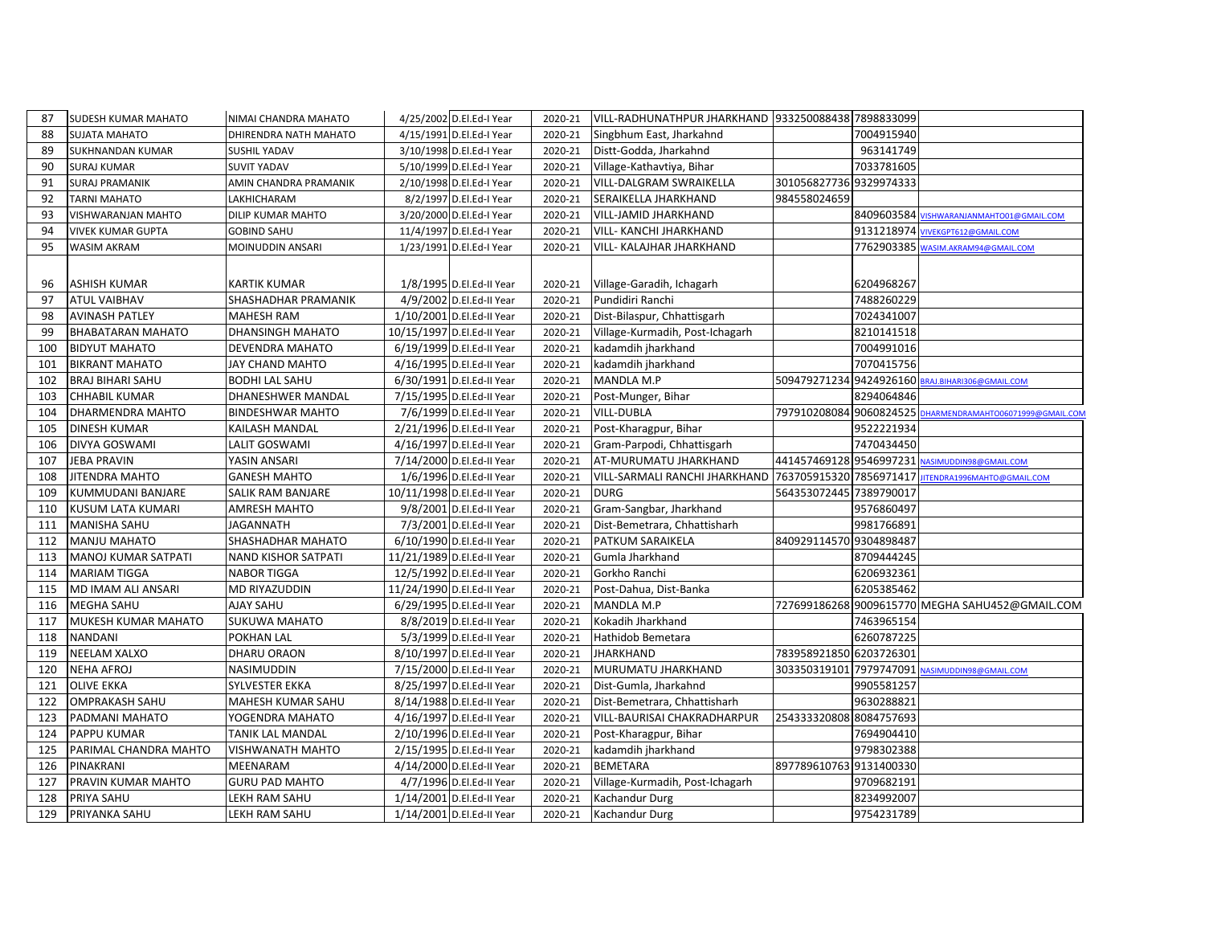| 87 | SUDESH KUMAR MAHATO | NIMAI CHANDRA MAHATO | 4/25/2002 | D.El.Ed-I Year | 2020-21 | VILL-RADHUNATHPUR JHARKHAND | 933250088438 | 7898833099 | |
|---|---|---|---|---|---|---|---|---|---|
| 88 | SUJATA MAHATO | DHIRENDRA NATH MAHATO | 4/15/1991 | D.El.Ed-I Year | 2020-21 | Singbhum East, Jharkahnd | | 7004915940 | |
| 89 | SUKHNANDAN KUMAR | SUSHIL YADAV | 3/10/1998 | D.El.Ed-I Year | 2020-21 | Distt-Godda, Jharkahnd | | 963141749 | |
| 90 | SURAJ KUMAR | SUVIT YADAV | 5/10/1999 | D.El.Ed-I Year | 2020-21 | Village-Kathavtiya, Bihar | | 7033781605 | |
| 91 | SURAJ PRAMANIK | AMIN CHANDRA PRAMANIK | 2/10/1998 | D.El.Ed-I Year | 2020-21 | VILL-DALGRAM SWRAIKELLA | 301056827736 | 9329974333 | |
| 92 | TARNI MAHATO | LAKHICHARAM | 8/2/1997 | D.El.Ed-I Year | 2020-21 | SERAIKELLA JHARKHAND | 984558024659 | | |
| 93 | VISHWARANJAN MAHTO | DILIP KUMAR MAHTO | 3/20/2000 | D.El.Ed-I Year | 2020-21 | VILL-JAMID JHARKHAND | | 8409603584 | VISHWARANJANMAHTO01@GMAIL.COM |
| 94 | VIVEK KUMAR GUPTA | GOBIND SAHU | 11/4/1997 | D.El.Ed-I Year | 2020-21 | VILL- KANCHI JHARKHAND | | 9131218974 | VIVEKGPT612@GMAIL.COM |
| 95 | WASIM AKRAM | MOINUDDIN ANSARI | 1/23/1991 | D.El.Ed-I Year | 2020-21 | VILL- KALAJHAR JHARKHAND | | 7762903385 | WASIM.AKRAM94@GMAIL.COM |
| 96 | ASHISH KUMAR | KARTIK KUMAR | 1/8/1995 | D.El.Ed-II Year | 2020-21 | Village-Garadih, Ichagarh | | 6204968267 | |
| 97 | ATUL VAIBHAV | SHASHADHAR PRAMANIK | 4/9/2002 | D.El.Ed-II Year | 2020-21 | Pundidiri Ranchi | | 7488260229 | |
| 98 | AVINASH PATLEY | MAHESH RAM | 1/10/2001 | D.El.Ed-II Year | 2020-21 | Dist-Bilaspur, Chhattisgarh | | 7024341007 | |
| 99 | BHABATARAN MAHATO | DHANSINGH MAHATO | 10/15/1997 | D.El.Ed-II Year | 2020-21 | Village-Kurmadih, Post-Ichagarh | | 8210141518 | |
| 100 | BIDYUT MAHATO | DEVENDRA MAHATO | 6/19/1999 | D.El.Ed-II Year | 2020-21 | kadamdih jharkhand | | 7004991016 | |
| 101 | BIKRANT MAHATO | JAY CHAND MAHTO | 4/16/1995 | D.El.Ed-II Year | 2020-21 | kadamdih jharkhand | | 7070415756 | |
| 102 | BRAJ BIHARI SAHU | BODHI LAL SAHU | 6/30/1991 | D.El.Ed-II Year | 2020-21 | MANDLA M.P | 509479271234 | 9424926160 | BRAJ.BIHARI306@GMAIL.COM |
| 103 | CHHABIL KUMAR | DHANESHWER MANDAL | 7/15/1995 | D.El.Ed-II Year | 2020-21 | Post-Munger, Bihar | | 8294064846 | |
| 104 | DHARMENDRA MAHTO | BINDESHWAR MAHTO | 7/6/1999 | D.El.Ed-II Year | 2020-21 | VILL-DUBLA | 797910208084 | 9060824525 | DHARMENDRAMAHTO06071999@GMAIL.COM |
| 105 | DINESH KUMAR | KAILASH MANDAL | 2/21/1996 | D.El.Ed-II Year | 2020-21 | Post-Kharagpur, Bihar | | 9522221934 | |
| 106 | DIVYA GOSWAMI | LALIT GOSWAMI | 4/16/1997 | D.El.Ed-II Year | 2020-21 | Gram-Parpodi, Chhattisgarh | | 7470434450 | |
| 107 | JEBA PRAVIN | YASIN ANSARI | 7/14/2000 | D.El.Ed-II Year | 2020-21 | AT-MURUMATU JHARKHAND | 441457469128 | 9546997231 | NASIMUDDIN98@GMAIL.COM |
| 108 | JITENDRA MAHTO | GANESH MAHTO | 1/6/1996 | D.El.Ed-II Year | 2020-21 | VILL-SARMALI RANCHI JHARKHAND | 763705915320 | 7856971417 | JITENDRA1996MAHTO@GMAIL.COM |
| 109 | KUMMUDANI BANJARE | SALIK RAM BANJARE | 10/11/1998 | D.El.Ed-II Year | 2020-21 | DURG | 564353072445 | 7389790017 | |
| 110 | KUSUM LATA KUMARI | AMRESH MAHTO | 9/8/2001 | D.El.Ed-II Year | 2020-21 | Gram-Sangbar, Jharkhand | | 9576860497 | |
| 111 | MANISHA SAHU | JAGANNATH | 7/3/2001 | D.El.Ed-II Year | 2020-21 | Dist-Bemetrara, Chhattisharh | | 9981766891 | |
| 112 | MANJU MAHATO | SHASHADHAR MAHATO | 6/10/1990 | D.El.Ed-II Year | 2020-21 | PATKUM SARAIKELA | 840929114570 | 9304898487 | |
| 113 | MANOJ KUMAR SATPATI | NAND KISHOR SATPATI | 11/21/1989 | D.El.Ed-II Year | 2020-21 | Gumla Jharkhand | | 8709444245 | |
| 114 | MARIAM TIGGA | NABOR TIGGA | 12/5/1992 | D.El.Ed-II Year | 2020-21 | Gorkho Ranchi | | 6206932361 | |
| 115 | MD IMAM ALI ANSARI | MD RIYAZUDDIN | 11/24/1990 | D.El.Ed-II Year | 2020-21 | Post-Dahua, Dist-Banka | | 6205385462 | |
| 116 | MEGHA SAHU | AJAY SAHU | 6/29/1995 | D.El.Ed-II Year | 2020-21 | MANDLA M.P | 727699186268 | 9009615770 | MEGHA SAHU452@GMAIL.COM |
| 117 | MUKESH KUMAR MAHATO | SUKUWA MAHATO | 8/8/2019 | D.El.Ed-II Year | 2020-21 | Kokadih Jharkhand | | 7463965154 | |
| 118 | NANDANI | POKHAN LAL | 5/3/1999 | D.El.Ed-II Year | 2020-21 | Hathidob Bemetara | | 6260787225 | |
| 119 | NEELAM XALXO | DHARU ORAON | 8/10/1997 | D.El.Ed-II Year | 2020-21 | JHARKHAND | 783958921850 | 6203726301 | |
| 120 | NEHA AFROJ | NASIMUDDIN | 7/15/2000 | D.El.Ed-II Year | 2020-21 | MURUMATU JHARKHAND | 303350319101 | 7979747091 | NASIMUDDIN98@GMAIL.COM |
| 121 | OLIVE EKKA | SYLVESTER EKKA | 8/25/1997 | D.El.Ed-II Year | 2020-21 | Dist-Gumla, Jharkahnd | | 9905581257 | |
| 122 | OMPRAKASH SAHU | MAHESH KUMAR SAHU | 8/14/1988 | D.El.Ed-II Year | 2020-21 | Dist-Bemetrara, Chhattisharh | | 9630288821 | |
| 123 | PADMANI MAHATO | YOGENDRA MAHATO | 4/16/1997 | D.El.Ed-II Year | 2020-21 | VILL-BAURISAI CHAKRADHARPUR | 254333320808 | 8084757693 | |
| 124 | PAPPU KUMAR | TANIK LAL MANDAL | 2/10/1996 | D.El.Ed-II Year | 2020-21 | Post-Kharagpur, Bihar | | 7694904410 | |
| 125 | PARIMAL CHANDRA MAHTO | VISHWANATH MAHTO | 2/15/1995 | D.El.Ed-II Year | 2020-21 | kadamdih jharkhand | | 9798302388 | |
| 126 | PINAKRANI | MEENARAM | 4/14/2000 | D.El.Ed-II Year | 2020-21 | BEMETARA | 897789610763 | 9131400330 | |
| 127 | PRAVIN KUMAR MAHTO | GURU PAD MAHTO | 4/7/1996 | D.El.Ed-II Year | 2020-21 | Village-Kurmadih, Post-Ichagarh | | 9709682191 | |
| 128 | PRIYA SAHU | LEKH RAM SAHU | 1/14/2001 | D.El.Ed-II Year | 2020-21 | Kachandur Durg | | 8234992007 | |
| 129 | PRIYANKA SAHU | LEKH RAM SAHU | 1/14/2001 | D.El.Ed-II Year | 2020-21 | Kachandur Durg | | 9754231789 | |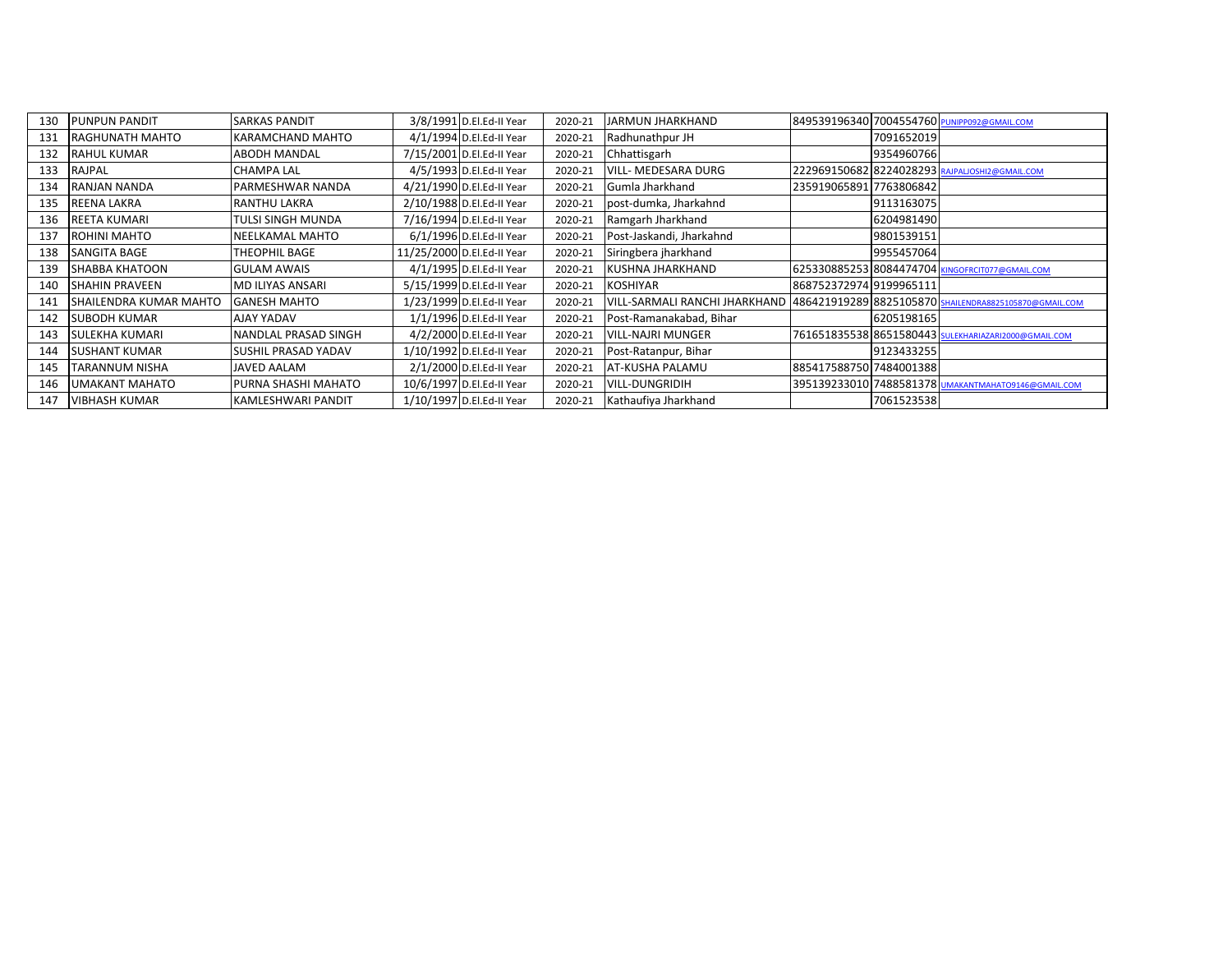| | | | | | | | | | |
|---|---|---|---|---|---|---|---|---|---|
| 130 | PUNPUN PANDIT | SARKAS PANDIT | 3/8/1991 | D.El.Ed-II Year | 2020-21 | JARMUN JHARKHAND | 849539196340 | 7004554760 | PUNIPP092@GMAIL.COM |
| 131 | RAGHUNATH MAHTO | KARAMCHAND MAHTO | 4/1/1994 | D.El.Ed-II Year | 2020-21 | Radhunathpur JH | | 7091652019 | |
| 132 | RAHUL KUMAR | ABODH MANDAL | 7/15/2001 | D.El.Ed-II Year | 2020-21 | Chhattisgarh | | 9354960766 | |
| 133 | RAJPAL | CHAMPA LAL | 4/5/1993 | D.El.Ed-II Year | 2020-21 | VILL- MEDESARA DURG | 222969150682 | 8224028293 | RAJPALJOSHI2@GMAIL.COM |
| 134 | RANJAN NANDA | PARMESHWAR NANDA | 4/21/1990 | D.El.Ed-II Year | 2020-21 | Gumla Jharkhand | 235919065891 | 7763806842 | |
| 135 | REENA LAKRA | RANTHU LAKRA | 2/10/1988 | D.El.Ed-II Year | 2020-21 | post-dumka, Jharkahnd | | 9113163075 | |
| 136 | REETA KUMARI | TULSI SINGH MUNDA | 7/16/1994 | D.El.Ed-II Year | 2020-21 | Ramgarh Jharkhand | | 6204981490 | |
| 137 | ROHINI MAHTO | NEELKAMAL MAHTO | 6/1/1996 | D.El.Ed-II Year | 2020-21 | Post-Jaskandi, Jharkahnd | | 9801539151 | |
| 138 | SANGITA BAGE | THEOPHIL BAGE | 11/25/2000 | D.El.Ed-II Year | 2020-21 | Siringbera jharkhand | | 9955457064 | |
| 139 | SHABBA KHATOON | GULAM AWAIS | 4/1/1995 | D.El.Ed-II Year | 2020-21 | KUSHNA JHARKHAND | 625330885253 | 8084474704 | KINGOFRCIT077@GMAIL.COM |
| 140 | SHAHIN PRAVEEN | MD ILIYAS ANSARI | 5/15/1999 | D.El.Ed-II Year | 2020-21 | KOSHIYAR | 868752372974 | 9199965111 | |
| 141 | SHAILENDRA KUMAR MAHTO | GANESH MAHTO | 1/23/1999 | D.El.Ed-II Year | 2020-21 | VILL-SARMALI RANCHI JHARKHAND | 486421919289 | 8825105870 | SHAILENDRA8825105870@GMAIL.COM |
| 142 | SUBODH KUMAR | AJAY YADAV | 1/1/1996 | D.El.Ed-II Year | 2020-21 | Post-Ramanakabad, Bihar | | 6205198165 | |
| 143 | SULEKHA KUMARI | NANDLAL PRASAD SINGH | 4/2/2000 | D.El.Ed-II Year | 2020-21 | VILL-NAJRI MUNGER | 761651835538 | 8651580443 | SULEKHARIAZARI2000@GMAIL.COM |
| 144 | SUSHANT KUMAR | SUSHIL PRASAD YADAV | 1/10/1992 | D.El.Ed-II Year | 2020-21 | Post-Ratanpur, Bihar | | 9123433255 | |
| 145 | TARANNUM NISHA | JAVED AALAM | 2/1/2000 | D.El.Ed-II Year | 2020-21 | AT-KUSHA PALAMU | 885417588750 | 7484001388 | |
| 146 | UMAKANT MAHATO | PURNA SHASHI MAHATO | 10/6/1997 | D.El.Ed-II Year | 2020-21 | VILL-DUNGRIDIH | 395139233010 | 7488581378 | UMAKANTMAHATO9146@GMAIL.COM |
| 147 | VIBHASH KUMAR | KAMLESHWARI PANDIT | 1/10/1997 | D.El.Ed-II Year | 2020-21 | Kathaufiya Jharkhand | | 7061523538 | |